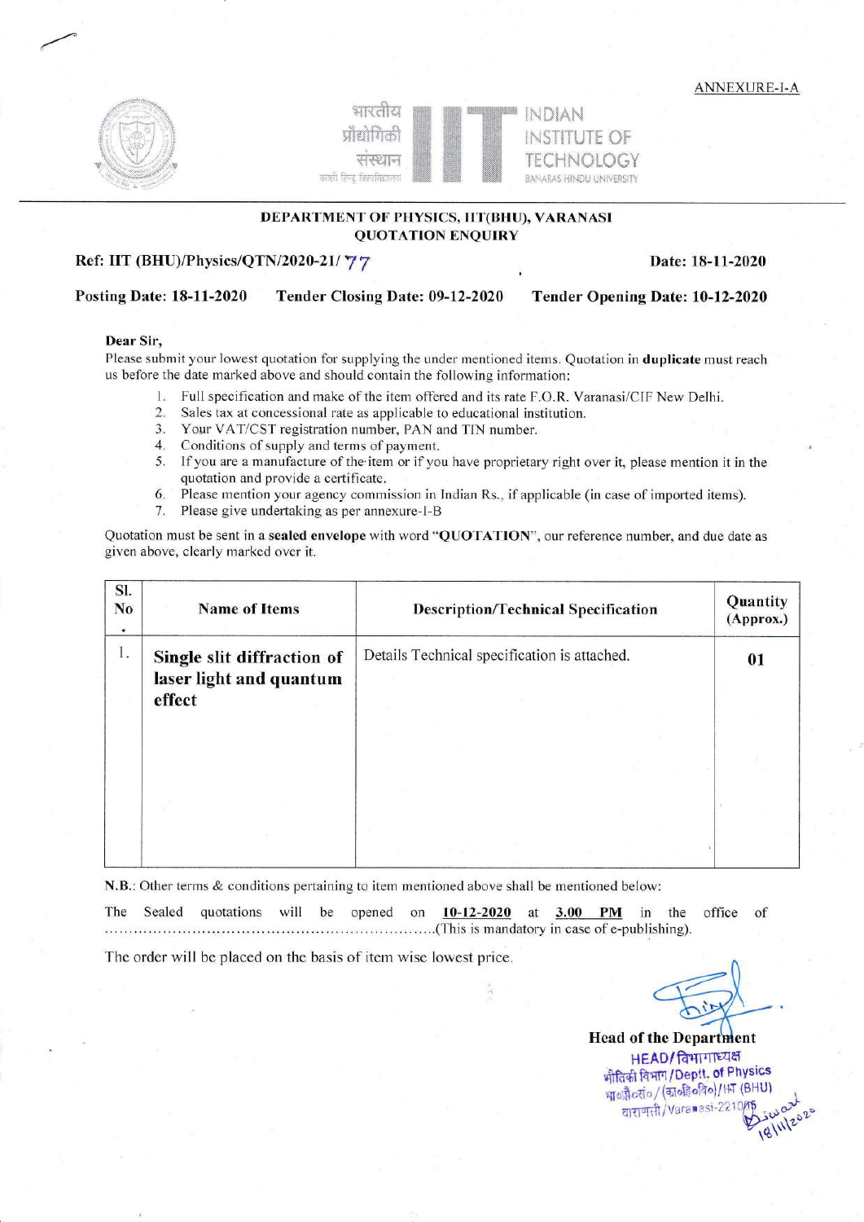ANNEXURE-I-A

भारतीय प्रौद्योगिकी संस्थान
काशी हिन्दू विश्वविद्यालय

INDIAN INSTITUTE OF TECHNOLOGY
BANARAS HINDU UNIVERSITY

**DEPARTMENT OF PHYSICS, IIT(BHU), VARANASI**
**QUOTATION ENQUIRY**

**Ref: IIT (BHU)/Physics/QTN/2020-21/ 77** **Date: 18-11-2020**

**Posting Date: 18-11-2020** **Tender Closing Date: 09-12-2020** **Tender Opening Date: 10-12-2020**

**Dear Sir,**

Please submit your lowest quotation for supplying the under mentioned items. Quotation in **duplicate** must reach us before the date marked above and should contain the following information:

1. Full specification and make of the item offered and its rate F.O.R. Varanasi/CIF New Delhi.
2. Sales tax at concessional rate as applicable to educational institution.
3. Your VAT/CST registration number, PAN and TIN number.
4. Conditions of supply and terms of payment.
5. If you are a manufacture of the item or if you have proprietary right over it, please mention it in the quotation and provide a certificate.
6. Please mention your agency commission in Indian Rs., if applicable (in case of imported items).
7. Please give undertaking as per annexure-I-B

Quotation must be sent in a **sealed envelope** with word "**QUOTATION**", our reference number, and due date as given above, clearly marked over it.

| Sl. No. | Name of Items | Description/Technical Specification | Quantity (Approx.) |
|---|---|---|---|
| 1. | **Single slit diffraction of laser light and quantum effect** | Details Technical specification is attached. | **01** |

**N.B.:** Other terms & conditions pertaining to item mentioned above shall be mentioned below:

The Sealed quotations will be opened on **10-12-2020** at **3.00 PM** in the office of ……………………………………………………………….(This is mandatory in case of e-publishing).

The order will be placed on the basis of item wise lowest price.

**Head of the Department**
HEAD/विभागाध्यक्ष
भौतिकी विभाग/Deptt. of Physics
भा०प्रौ०सं० / (का०हि०वि०)/IIT (BHU)
वाराणसी/Varanasi-221005
18/11/2020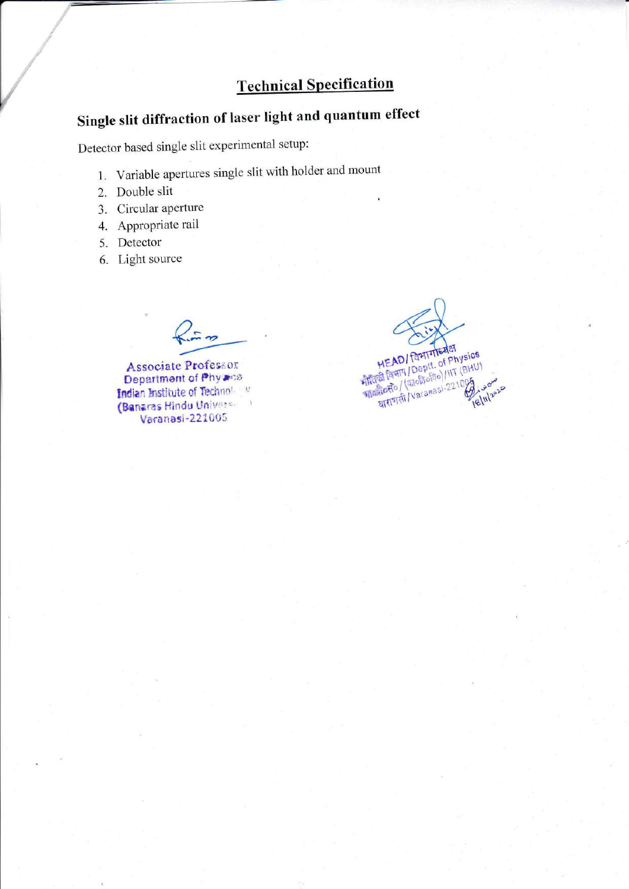# Technical Specification

## Single slit diffraction of laser light and quantum effect

Detector based single slit experimental setup:

1. Variable apertures single slit with holder and mount
2. Double slit
3. Circular aperture
4. Appropriate rail
5. Detector
6. Light source

Associate Professor
Department of Physics
Indian Institute of Technology
(Banaras Hindu University)
Varanasi-221005

HEAD/विभागाध्यक्ष
भौतिकी विभाग/Deptt. of Physics
भा॰प्रौ॰सं॰/(का॰हि॰वि॰)/IIT (BHU)
वाराणसी/Varanasi-221005

18/11/2020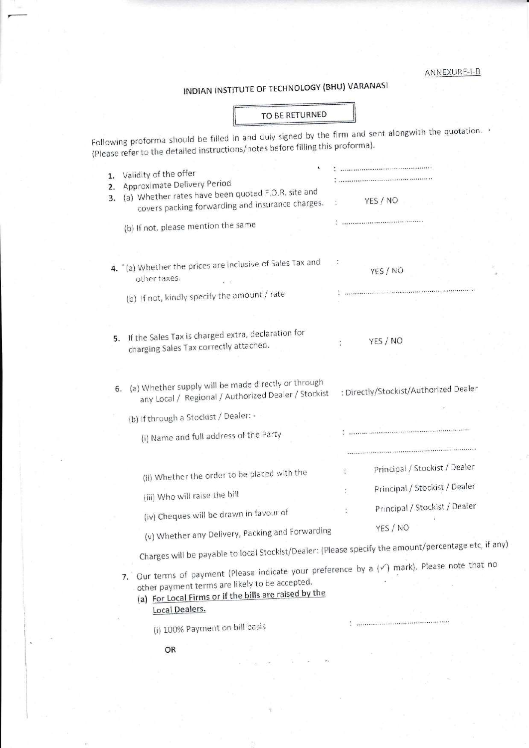ANNEXURE-I-B

# INDIAN INSTITUTE OF TECHNOLOGY (BHU) VARANASI

**TO BE RETURNED**

Following proforma should be filled in and duly signed by the firm and sent alongwith the quotation. (Please refer to the detailed instructions/notes before filling this proforma).

1. Validity of the offer : ........................................
2. Approximate Delivery Period : ........................................
3. (a) Whether rates have been quoted F.O.R. site and covers packing forwarding and insurance charges. : YES / NO

   (b) If not, please mention the same : ........................................

4. (a) Whether the prices are inclusive of Sales Tax and other taxes. : YES / NO

   (b) If not, kindly specify the amount / rate : ........................................

5. If the Sales Tax is charged extra, declaration for charging Sales Tax correctly attached. : YES / NO

6. (a) Whether supply will be made directly or through any Local / Regional / Authorized Dealer / Stockist : Directly/Stockist/Authorized Dealer

   (b) If through a Stockist / Dealer: -

   (i) Name and full address of the Party : ........................................

   ........................................

   (ii) Whether the order to be placed with the : Principal / Stockist / Dealer

   (iii) Who will raise the bill : Principal / Stockist / Dealer

   (iv) Cheques will be drawn in favour of : Principal / Stockist / Dealer

   (v) Whether any Delivery, Packing and Forwarding YES / NO

   Charges will be payable to local Stockist/Dealer: (Please specify the amount/percentage etc, if any)

7. Our terms of payment (Please indicate your preference by a (✓) mark). Please note that no other payment terms are likely to be accepted.

   (a) <u>For Local Firms or if the bills are raised by the Local Dealers.</u>

   (i) 100% Payment on bill basis : ........................................

   OR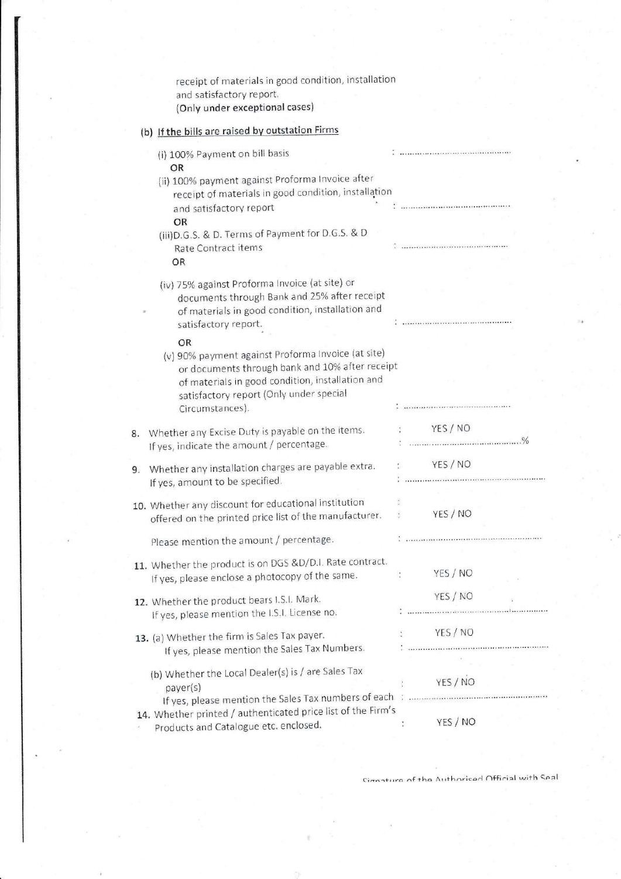receipt of materials in good condition, installation and satisfactory report.
(Only under exceptional cases)

(b) <u>If the bills are raised by outstation Firms</u>

(i) 100% Payment on bill basis : ..........................................

OR

(ii) 100% payment against Proforma Invoice after receipt of materials in good condition, installation and satisfactory report : ..........................................

OR

(iii)D.G.S. & D. Terms of Payment for D.G.S. & D Rate Contract items : ..........................................

OR

(iv) 75% against Proforma Invoice (at site) or documents through Bank and 25% after receipt of materials in good condition, installation and satisfactory report. : ..........................................

OR

(v) 90% payment against Proforma Invoice (at site) or documents through bank and 10% after receipt of materials in good condition, installation and satisfactory report (Only under special Circumstances). : ..........................................

8. Whether any Excise Duty is payable on the items. : YES / NO
   If yes, indicate the amount / percentage. : ..........................................%

9. Whether any installation charges are payable extra. : YES / NO
   If yes, amount to be specified. : ..........................................

10. Whether any discount for educational institution offered on the printed price list of the manufacturer. : YES / NO

    Please mention the amount / percentage. : ..........................................

11. Whether the product is on DGS &D/D.I. Rate contract. If yes, please enclose a photocopy of the same. : YES / NO

12. Whether the product bears I.S.I. Mark. YES / NO
    If yes, please mention the I.S.I. License no. : ..........................................

13. (a) Whether the firm is Sales Tax payer. : YES / NO
    If yes, please mention the Sales Tax Numbers. : ..........................................

    (b) Whether the Local Dealer(s) is / are Sales Tax payer(s) : YES / NO
    If yes, please mention the Sales Tax numbers of each : ..........................................

14. Whether printed / authenticated price list of the Firm's Products and Catalogue etc. enclosed. : YES / NO

Signature of the Authorised Official with Seal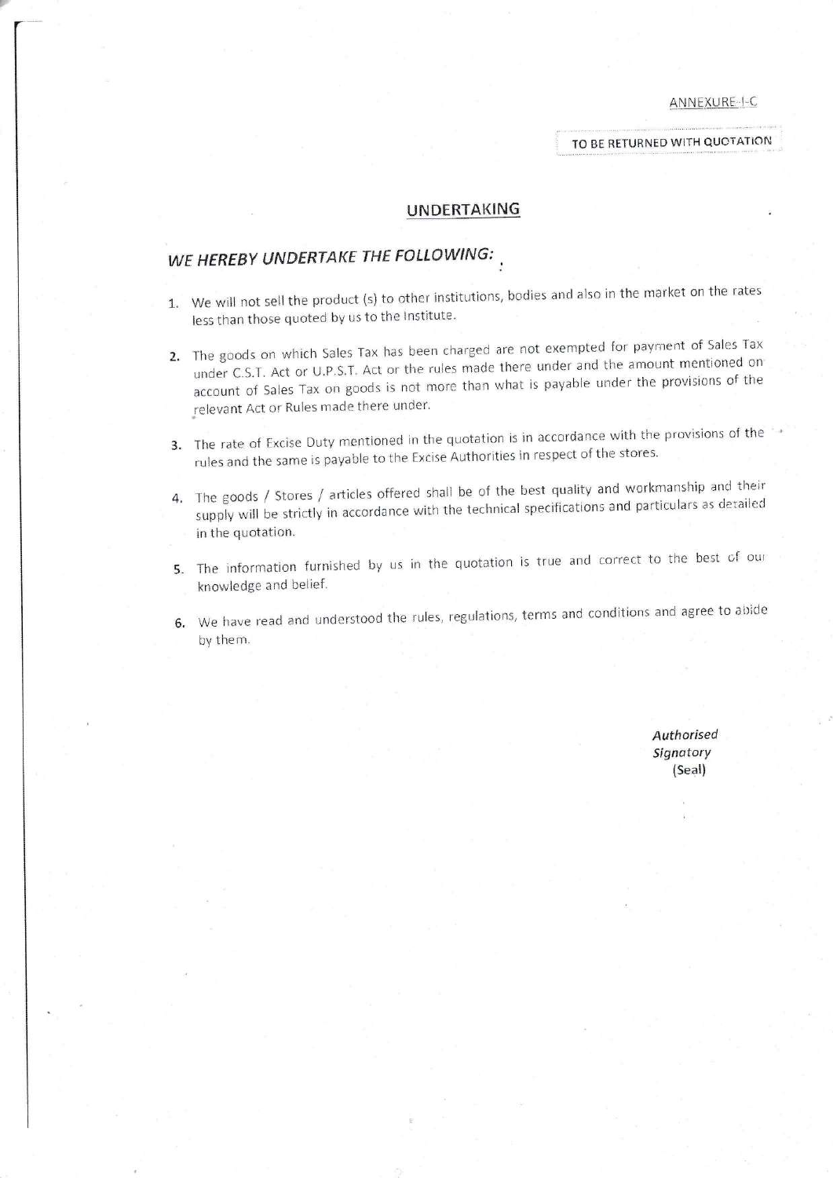ANNEXURE-I-C

TO BE RETURNED WITH QUOTATION

## UNDERTAKING

### *WE HEREBY UNDERTAKE THE FOLLOWING:*

1. We will not sell the product (s) to other institutions, bodies and also in the market on the rates less than those quoted by us to the Institute.
2. The goods on which Sales Tax has been charged are not exempted for payment of Sales Tax under C.S.T. Act or U.P.S.T. Act or the rules made there under and the amount mentioned on account of Sales Tax on goods is not more than what is payable under the provisions of the relevant Act or Rules made there under.
3. The rate of Excise Duty mentioned in the quotation is in accordance with the provisions of the rules and the same is payable to the Excise Authorities in respect of the stores.
4. The goods / Stores / articles offered shall be of the best quality and workmanship and their supply will be strictly in accordance with the technical specifications and particulars as detailed in the quotation.
5. The information furnished by us in the quotation is true and correct to the best of our knowledge and belief.
6. We have read and understood the rules, regulations, terms and conditions and agree to abide by them.

*Authorised Signatory*
(Seal)